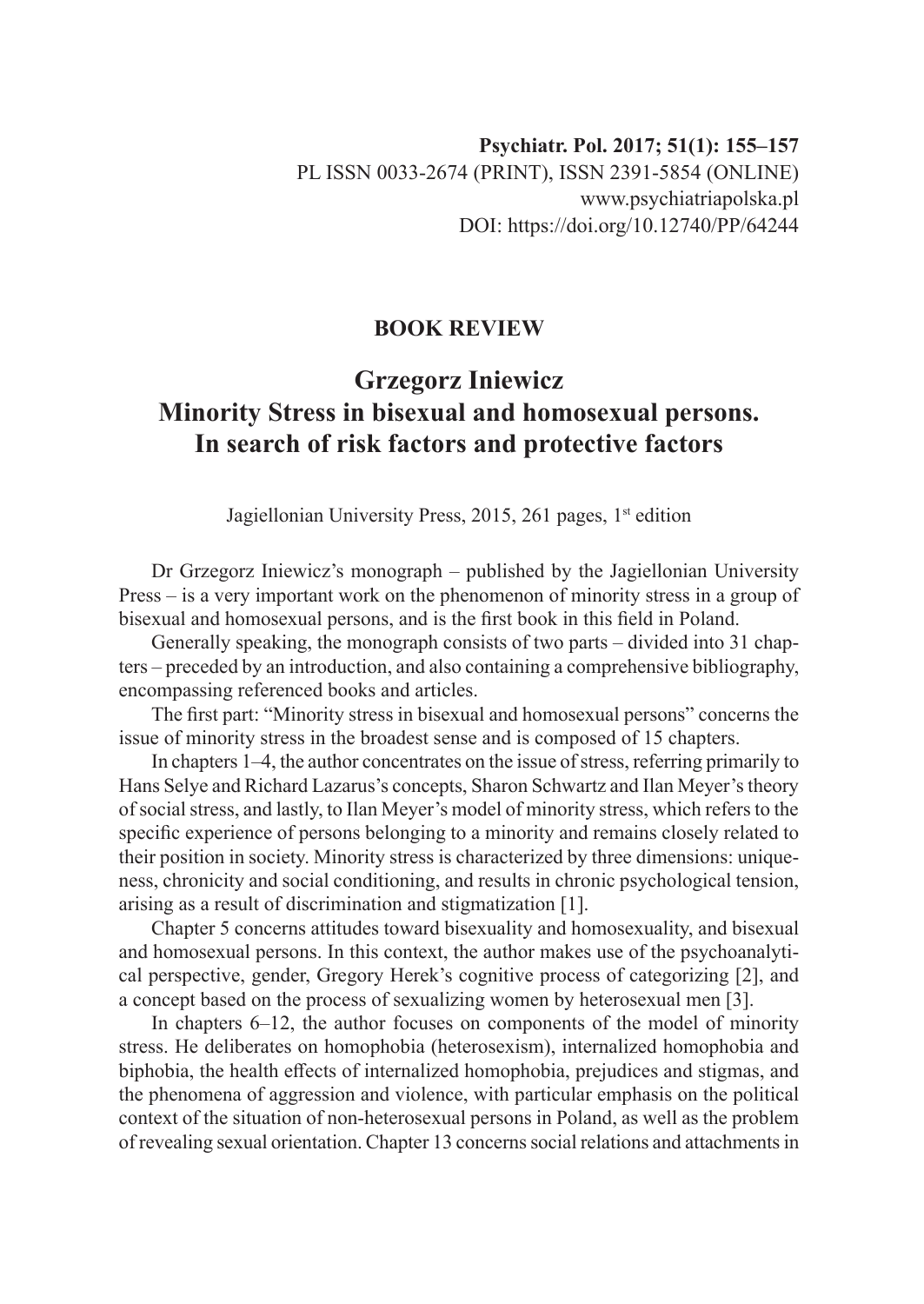**Psychiatr. Pol. 2017; 51(1): 155–157**
PL ISSN 0033-2674 (PRINT), ISSN 2391-5854 (ONLINE)
www.psychiatriapolska.pl
DOI: https://doi.org/10.12740/PP/64244

**BOOK REVIEW**

# Grzegorz Iniewicz
# Minority Stress in bisexual and homosexual persons. In search of risk factors and protective factors

Jagiellonian University Press, 2015, 261 pages, 1st edition

Dr Grzegorz Iniewicz's monograph – published by the Jagiellonian University Press – is a very important work on the phenomenon of minority stress in a group of bisexual and homosexual persons, and is the first book in this field in Poland.

Generally speaking, the monograph consists of two parts – divided into 31 chapters – preceded by an introduction, and also containing a comprehensive bibliography, encompassing referenced books and articles.

The first part: "Minority stress in bisexual and homosexual persons" concerns the issue of minority stress in the broadest sense and is composed of 15 chapters.

In chapters 1–4, the author concentrates on the issue of stress, referring primarily to Hans Selye and Richard Lazarus's concepts, Sharon Schwartz and Ilan Meyer's theory of social stress, and lastly, to Ilan Meyer's model of minority stress, which refers to the specific experience of persons belonging to a minority and remains closely related to their position in society. Minority stress is characterized by three dimensions: uniqueness, chronicity and social conditioning, and results in chronic psychological tension, arising as a result of discrimination and stigmatization [1].

Chapter 5 concerns attitudes toward bisexuality and homosexuality, and bisexual and homosexual persons. In this context, the author makes use of the psychoanalytical perspective, gender, Gregory Herek's cognitive process of categorizing [2], and a concept based on the process of sexualizing women by heterosexual men [3].

In chapters 6–12, the author focuses on components of the model of minority stress. He deliberates on homophobia (heterosexism), internalized homophobia and biphobia, the health effects of internalized homophobia, prejudices and stigmas, and the phenomena of aggression and violence, with particular emphasis on the political context of the situation of non-heterosexual persons in Poland, as well as the problem of revealing sexual orientation. Chapter 13 concerns social relations and attachments in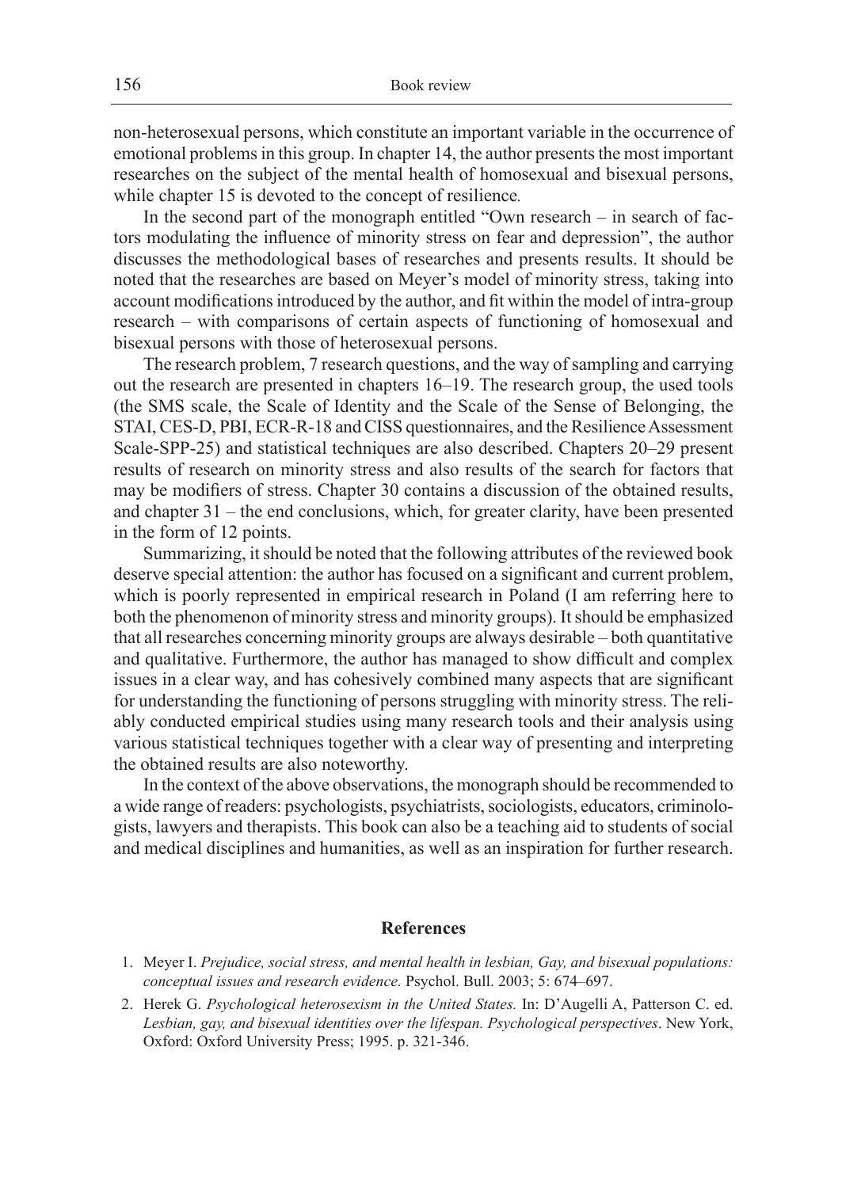non-heterosexual persons, which constitute an important variable in the occurrence of emotional problems in this group. In chapter 14, the author presents the most important researches on the subject of the mental health of homosexual and bisexual persons, while chapter 15 is devoted to the concept of resilience.

In the second part of the monograph entitled "Own research – in search of factors modulating the influence of minority stress on fear and depression", the author discusses the methodological bases of researches and presents results. It should be noted that the researches are based on Meyer's model of minority stress, taking into account modifications introduced by the author, and fit within the model of intra-group research – with comparisons of certain aspects of functioning of homosexual and bisexual persons with those of heterosexual persons.

The research problem, 7 research questions, and the way of sampling and carrying out the research are presented in chapters 16–19. The research group, the used tools (the SMS scale, the Scale of Identity and the Scale of the Sense of Belonging, the STAI, CES-D, PBI, ECR-R-18 and CISS questionnaires, and the Resilience Assessment Scale-SPP-25) and statistical techniques are also described. Chapters 20–29 present results of research on minority stress and also results of the search for factors that may be modifiers of stress. Chapter 30 contains a discussion of the obtained results, and chapter 31 – the end conclusions, which, for greater clarity, have been presented in the form of 12 points.

Summarizing, it should be noted that the following attributes of the reviewed book deserve special attention: the author has focused on a significant and current problem, which is poorly represented in empirical research in Poland (I am referring here to both the phenomenon of minority stress and minority groups). It should be emphasized that all researches concerning minority groups are always desirable – both quantitative and qualitative. Furthermore, the author has managed to show difficult and complex issues in a clear way, and has cohesively combined many aspects that are significant for understanding the functioning of persons struggling with minority stress. The reliably conducted empirical studies using many research tools and their analysis using various statistical techniques together with a clear way of presenting and interpreting the obtained results are also noteworthy.

In the context of the above observations, the monograph should be recommended to a wide range of readers: psychologists, psychiatrists, sociologists, educators, criminologists, lawyers and therapists. This book can also be a teaching aid to students of social and medical disciplines and humanities, as well as an inspiration for further research.

## References

1. Meyer I. *Prejudice, social stress, and mental health in lesbian, Gay, and bisexual populations: conceptual issues and research evidence.* Psychol. Bull. 2003; 5: 674–697.
2. Herek G. *Psychological heterosexism in the United States.* In: D'Augelli A, Patterson C. ed. *Lesbian, gay, and bisexual identities over the lifespan. Psychological perspectives*. New York, Oxford: Oxford University Press; 1995. p. 321-346.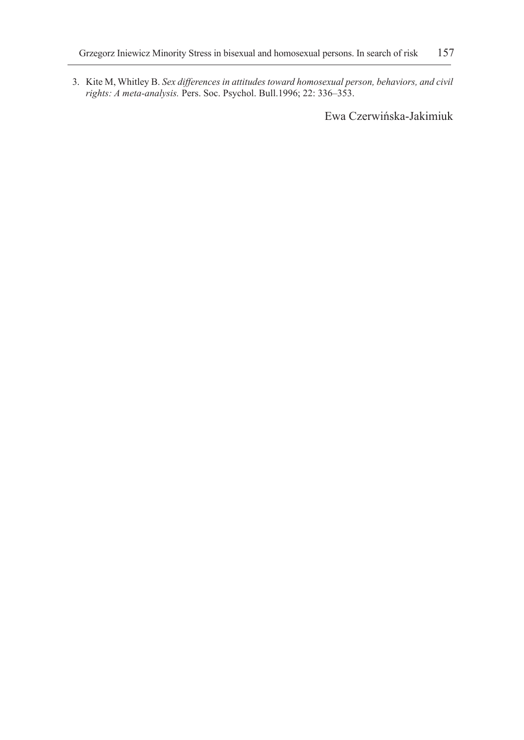3. Kite M, Whitley B. *Sex differences in attitudes toward homosexual person, behaviors, and civil rights: A meta-analysis.* Pers. Soc. Psychol. Bull.1996; 22: 336–353.

Ewa Czerwińska-Jakimiuk